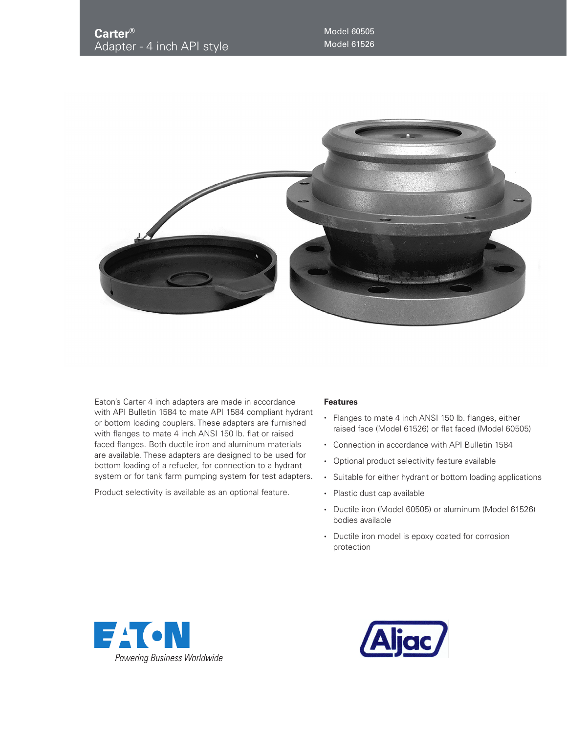# Carter®
## Adapter - 4 inch API style

Model 60505
Model 61526

Eaton's Carter 4 inch adapters are made in accordance with API Bulletin 1584 to mate API 1584 compliant hydrant or bottom loading couplers. These adapters are furnished with flanges to mate 4 inch ANSI 150 lb. flat or raised faced flanges. Both ductile iron and aluminum materials are available. These adapters are designed to be used for bottom loading of a refueler, for connection to a hydrant system or for tank farm pumping system for test adapters.

Product selectivity is available as an optional feature.

**Features**

- Flanges to mate 4 inch ANSI 150 lb. flanges, either raised face (Model 61526) or flat faced (Model 60505)
- Connection in accordance with API Bulletin 1584
- Optional product selectivity feature available
- Suitable for either hydrant or bottom loading applications
- Plastic dust cap available
- Ductile iron (Model 60505) or aluminum (Model 61526) bodies available
- Ductile iron model is epoxy coated for corrosion protection

EATON
*Powering Business Worldwide*

Aljac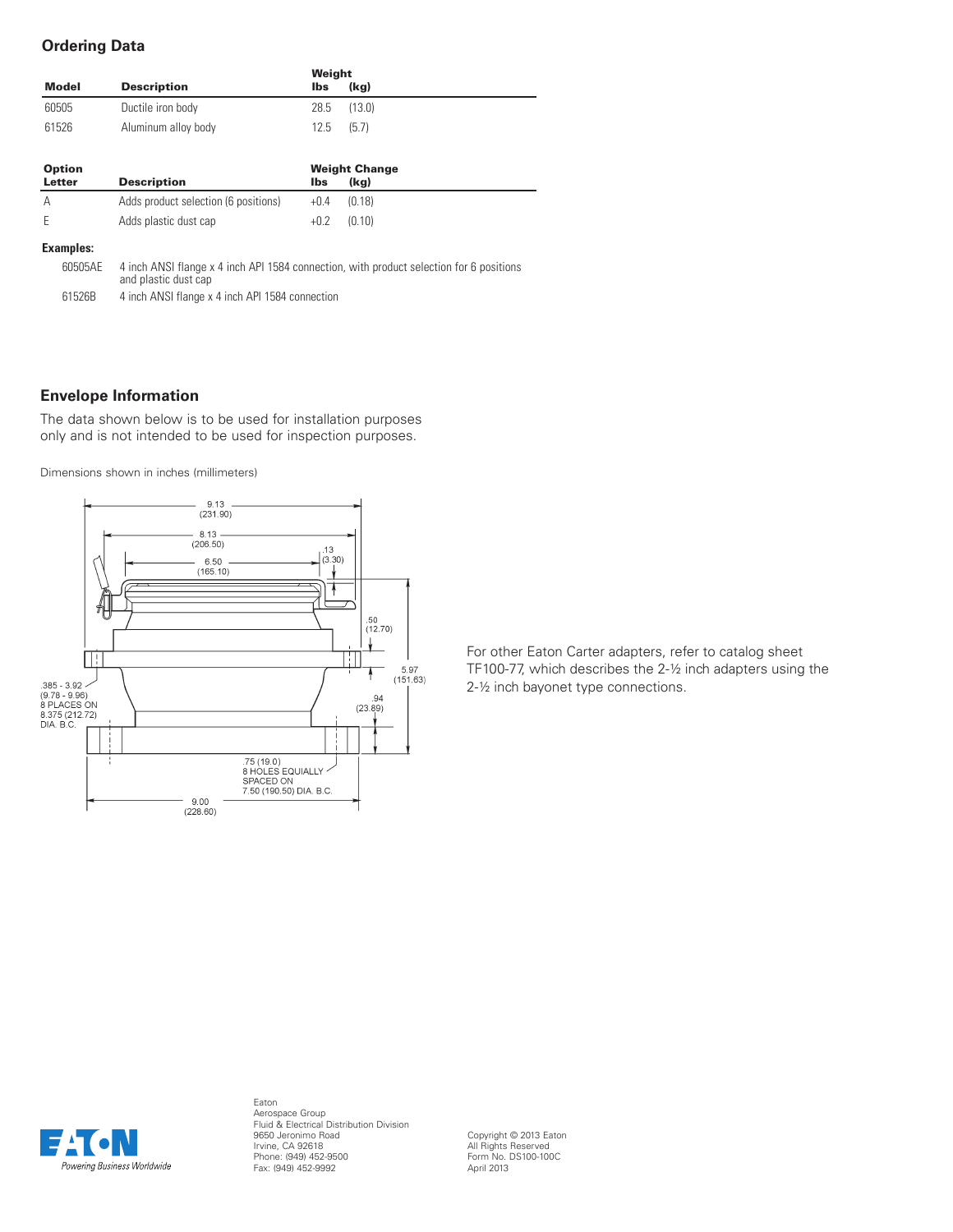## Ordering Data

| Model | Description | Weight lbs | (kg) |
|---|---|---|---|
| 60505 | Ductile iron body | 28.5 | (13.0) |
| 61526 | Aluminum alloy body | 12.5 | (5.7) |

| Option Letter | Description | Weight Change lbs | (kg) |
|---|---|---|---|
| A | Adds product selection (6 positions) | +0.4 | (0.18) |
| E | Adds plastic dust cap | +0.2 | (0.10) |

**Examples:**

| | |
|---|---|
| 60505AE | 4 inch ANSI flange x 4 inch API 1584 connection, with product selection for 6 positions and plastic dust cap |
| 61526B | 4 inch ANSI flange x 4 inch API 1584 connection |

## Envelope Information

The data shown below is to be used for installation purposes only and is not intended to be used for inspection purposes.

Dimensions shown in inches (millimeters)

9.13
(231.90)
8.13
(206.50)
6.50
(165.10)
.13
(3.30)
.50
(12.70)
5.97
(151.63)
.94
(23.89)
.385 - 3.92
(9.78 - 9.96)
8 PLACES ON
8.375 (212.72)
DIA. B.C.
.75 (19.0)
8 HOLES EQUALLY
SPACED ON
7.50 (190.50) DIA. B.C.
9.00
(228.60)

For other Eaton Carter adapters, refer to catalog sheet TF100-77, which describes the 2-½ inch adapters using the 2-½ inch bayonet type connections.

Powering Business Worldwide

Eaton
Aerospace Group
Fluid & Electrical Distribution Division
9650 Jeronimo Road
Irvine, CA 92618
Phone: (949) 452-9500
Fax: (949) 452-9992

Copyright © 2013 Eaton
All Rights Reserved
Form No. DS100-100C
April 2013